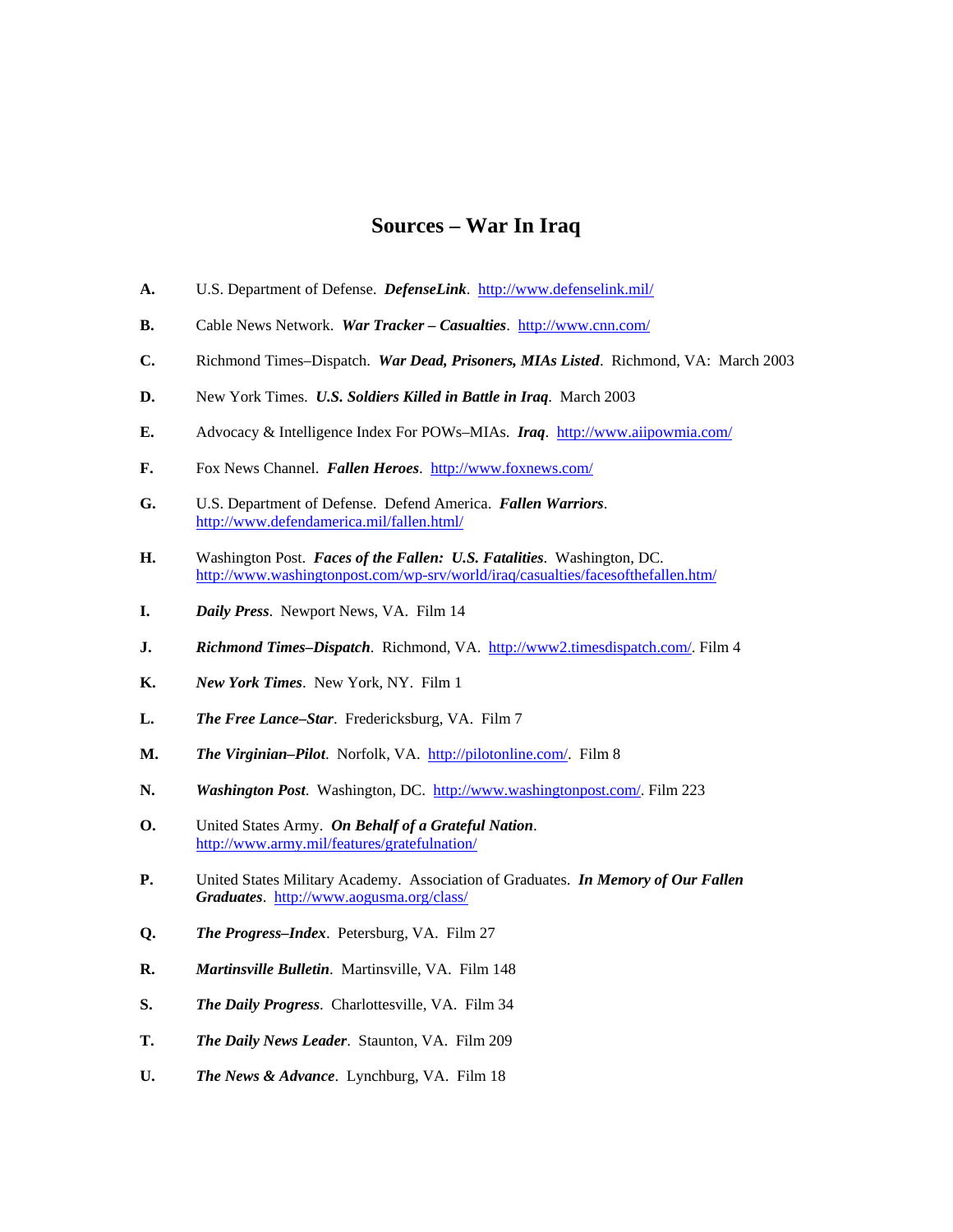# Sources – War In Iraq

**A.** U.S. Department of Defense. ***DefenseLink***. http://www.defenselink.mil/

**B.** Cable News Network. ***War Tracker – Casualties***. http://www.cnn.com/

**C.** Richmond Times–Dispatch. ***War Dead, Prisoners, MIAs Listed***. Richmond, VA: March 2003

**D.** New York Times. ***U.S. Soldiers Killed in Battle in Iraq***. March 2003

**E.** Advocacy & Intelligence Index For POWs–MIAs. ***Iraq***. http://www.aiipowmia.com/

**F.** Fox News Channel. ***Fallen Heroes***. http://www.foxnews.com/

**G.** U.S. Department of Defense. Defend America. ***Fallen Warriors***. http://www.defendamerica.mil/fallen.html/

**H.** Washington Post. ***Faces of the Fallen: U.S. Fatalities***. Washington, DC. http://www.washingtonpost.com/wp-srv/world/iraq/casualties/facesofthefallen.htm/

**I.** ***Daily Press***. Newport News, VA. Film 14

**J.** ***Richmond Times–Dispatch***. Richmond, VA. http://www2.timesdispatch.com/. Film 4

**K.** ***New York Times***. New York, NY. Film 1

**L.** ***The Free Lance–Star***. Fredericksburg, VA. Film 7

**M.** ***The Virginian–Pilot***. Norfolk, VA. http://pilotonline.com/. Film 8

**N.** ***Washington Post***. Washington, DC. http://www.washingtonpost.com/. Film 223

**O.** United States Army. ***On Behalf of a Grateful Nation***. http://www.army.mil/features/gratefulnation/

**P.** United States Military Academy. Association of Graduates. ***In Memory of Our Fallen Graduates***. http://www.aogusma.org/class/

**Q.** ***The Progress–Index***. Petersburg, VA. Film 27

**R.** ***Martinsville Bulletin***. Martinsville, VA. Film 148

**S.** ***The Daily Progress***. Charlottesville, VA. Film 34

**T.** ***The Daily News Leader***. Staunton, VA. Film 209

**U.** ***The News & Advance***. Lynchburg, VA. Film 18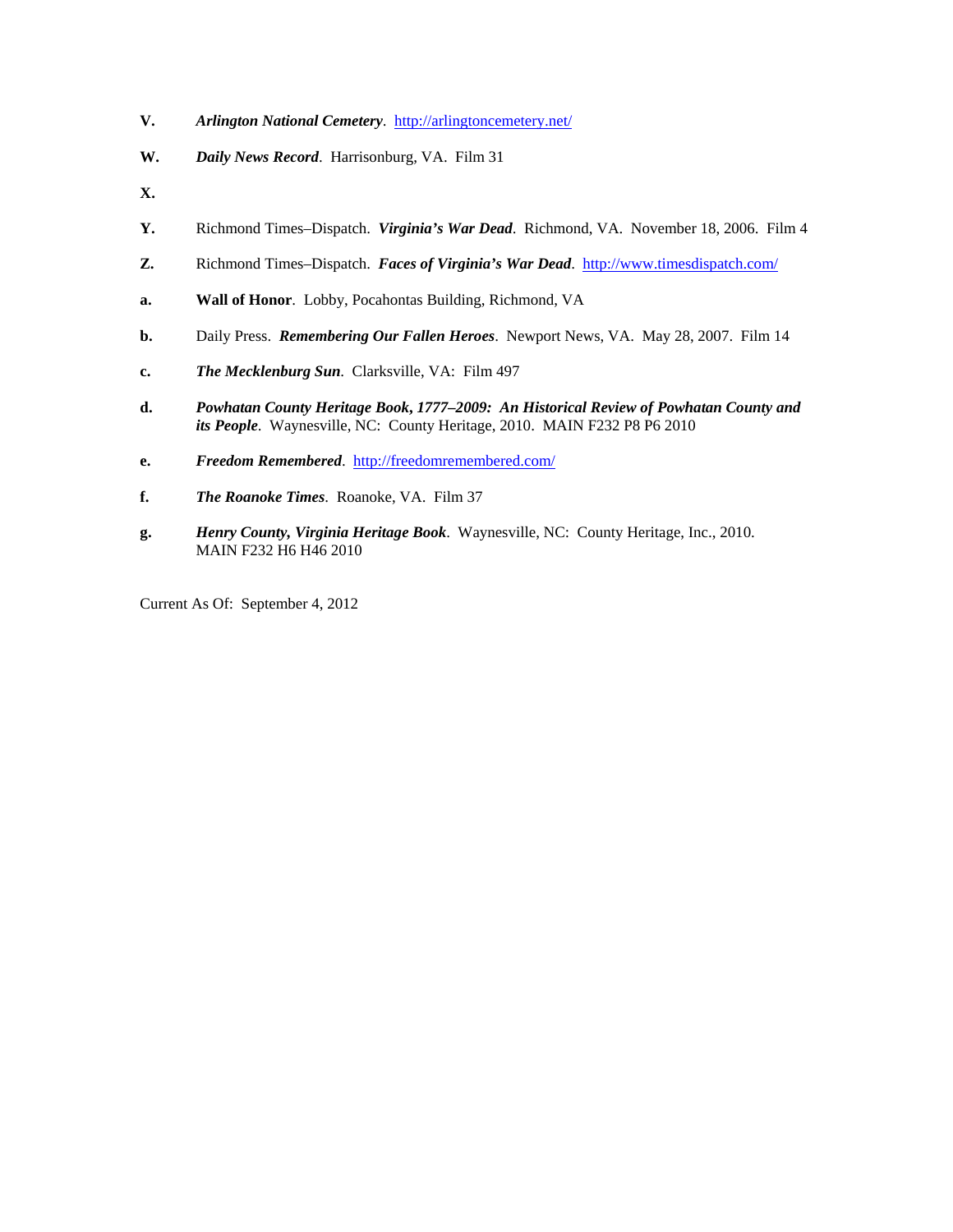**V.** ***Arlington National Cemetery***. http://arlingtoncemetery.net/

**W.** ***Daily News Record***. Harrisonburg, VA. Film 31

**X.**

**Y.** Richmond Times–Dispatch. ***Virginia's War Dead***. Richmond, VA. November 18, 2006. Film 4

**Z.** Richmond Times–Dispatch. ***Faces of Virginia's War Dead***. http://www.timesdispatch.com/

**a.** **Wall of Honor**. Lobby, Pocahontas Building, Richmond, VA

**b.** Daily Press. ***Remembering Our Fallen Heroes***. Newport News, VA. May 28, 2007. Film 14

**c.** ***The Mecklenburg Sun***. Clarksville, VA: Film 497

**d.** ***Powhatan County Heritage Book, 1777–2009: An Historical Review of Powhatan County and its People***. Waynesville, NC: County Heritage, 2010. MAIN F232 P8 P6 2010

**e.** ***Freedom Remembered***. http://freedomremembered.com/

**f.** ***The Roanoke Times***. Roanoke, VA. Film 37

**g.** ***Henry County, Virginia Heritage Book***. Waynesville, NC: County Heritage, Inc., 2010. MAIN F232 H6 H46 2010

Current As Of: September 4, 2012